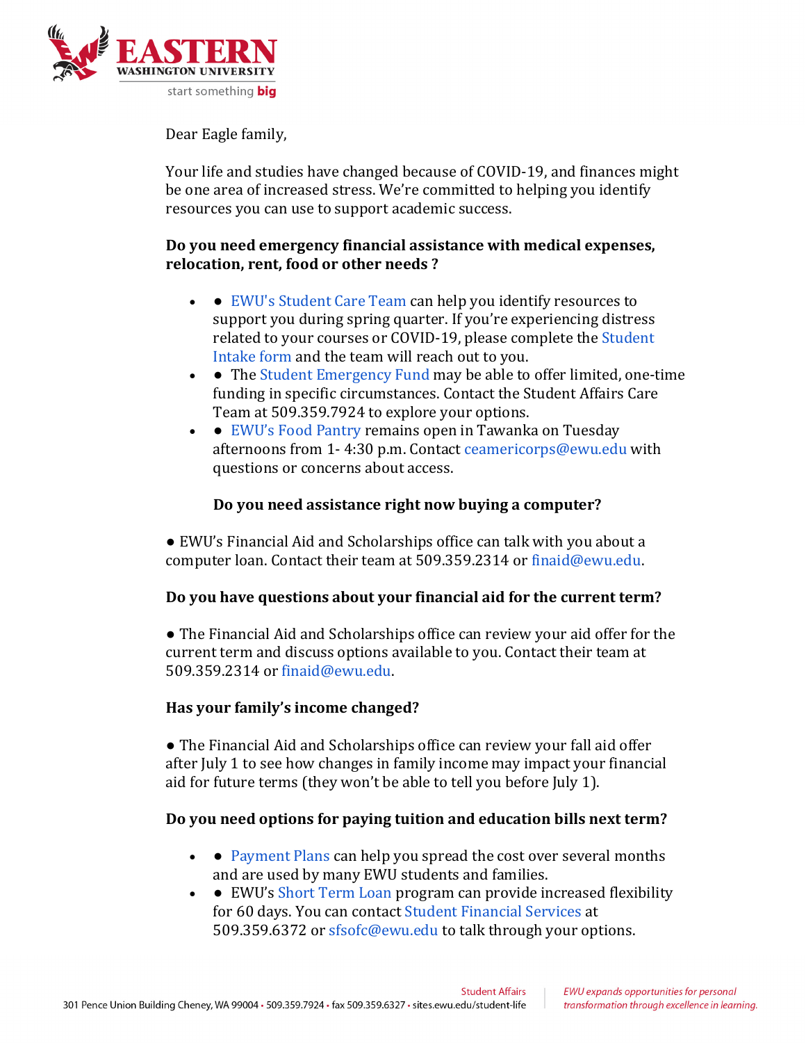Dear Eagle family,

Your life and studies have changed because of COVID-19, and finances might be one area of increased stress. We're committed to helping you identify resources you can use to support academic success.

**Do you need emergency financial assistance with medical expenses, relocation, rent, food or other needs ?**

- ● EWU's Student Care Team can help you identify resources to support you during spring quarter. If you're experiencing distress related to your courses or COVID-19, please complete the Student Intake form and the team will reach out to you.
- ● The Student Emergency Fund may be able to offer limited, one-time funding in specific circumstances. Contact the Student Affairs Care Team at 509.359.7924 to explore your options.
- ● EWU's Food Pantry remains open in Tawanka on Tuesday afternoons from 1- 4:30 p.m. Contact ceamericorps@ewu.edu with questions or concerns about access.

**Do you need assistance right now buying a computer?**

● EWU's Financial Aid and Scholarships office can talk with you about a computer loan. Contact their team at 509.359.2314 or finaid@ewu.edu.

**Do you have questions about your financial aid for the current term?**

● The Financial Aid and Scholarships office can review your aid offer for the current term and discuss options available to you. Contact their team at 509.359.2314 or finaid@ewu.edu.

**Has your family's income changed?**

● The Financial Aid and Scholarships office can review your fall aid offer after July 1 to see how changes in family income may impact your financial aid for future terms (they won't be able to tell you before July 1).

**Do you need options for paying tuition and education bills next term?**

- ● Payment Plans can help you spread the cost over several months and are used by many EWU students and families.
- ● EWU's Short Term Loan program can provide increased flexibility for 60 days. You can contact Student Financial Services at 509.359.6372 or sfsofc@ewu.edu to talk through your options.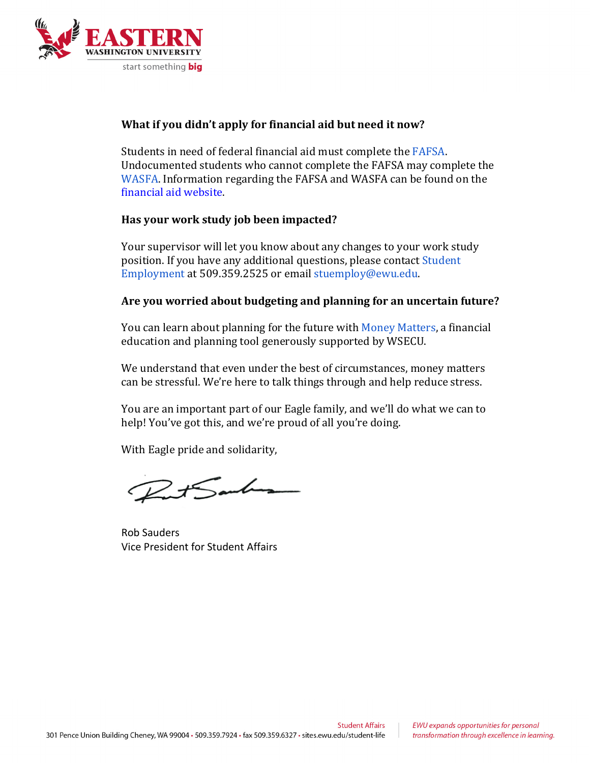**What if you didn't apply for financial aid but need it now?**

Students in need of federal financial aid must complete the FAFSA. Undocumented students who cannot complete the FAFSA may complete the WASFA. Information regarding the FAFSA and WASFA can be found on the financial aid website.

**Has your work study job been impacted?**

Your supervisor will let you know about any changes to your work study position. If you have any additional questions, please contact Student Employment at 509.359.2525 or email stuemploy@ewu.edu.

**Are you worried about budgeting and planning for an uncertain future?**

You can learn about planning for the future with Money Matters, a financial education and planning tool generously supported by WSECU.

We understand that even under the best of circumstances, money matters can be stressful. We're here to talk things through and help reduce stress.

You are an important part of our Eagle family, and we'll do what we can to help! You've got this, and we're proud of all you're doing.

With Eagle pride and solidarity,

Rob Sauders
Vice President for Student Affairs